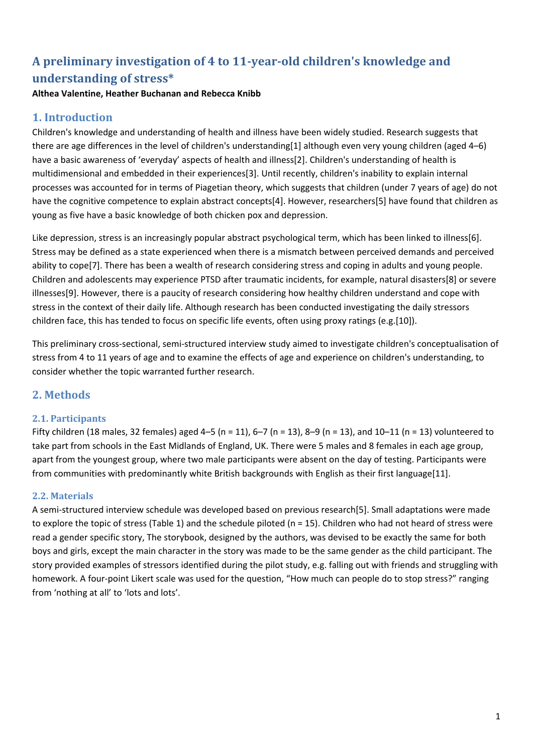# A preliminary investigation of 4 to 11-year-old children's knowledge and understanding of stress*

**Althea Valentine, Heather Buchanan and Rebecca Knibb**

## 1. Introduction

Children's knowledge and understanding of health and illness have been widely studied. Research suggests that there are age differences in the level of children's understanding[1] although even very young children (aged 4–6) have a basic awareness of 'everyday' aspects of health and illness[2]. Children's understanding of health is multidimensional and embedded in their experiences[3]. Until recently, children's inability to explain internal processes was accounted for in terms of Piagetian theory, which suggests that children (under 7 years of age) do not have the cognitive competence to explain abstract concepts[4]. However, researchers[5] have found that children as young as five have a basic knowledge of both chicken pox and depression.

Like depression, stress is an increasingly popular abstract psychological term, which has been linked to illness[6]. Stress may be defined as a state experienced when there is a mismatch between perceived demands and perceived ability to cope[7]. There has been a wealth of research considering stress and coping in adults and young people. Children and adolescents may experience PTSD after traumatic incidents, for example, natural disasters[8] or severe illnesses[9]. However, there is a paucity of research considering how healthy children understand and cope with stress in the context of their daily life. Although research has been conducted investigating the daily stressors children face, this has tended to focus on specific life events, often using proxy ratings (e.g.[10]).

This preliminary cross-sectional, semi-structured interview study aimed to investigate children's conceptualisation of stress from 4 to 11 years of age and to examine the effects of age and experience on children's understanding, to consider whether the topic warranted further research.

## 2. Methods

### 2.1. Participants

Fifty children (18 males, 32 females) aged 4–5 (n = 11), 6–7 (n = 13), 8–9 (n = 13), and 10–11 (n = 13) volunteered to take part from schools in the East Midlands of England, UK. There were 5 males and 8 females in each age group, apart from the youngest group, where two male participants were absent on the day of testing. Participants were from communities with predominantly white British backgrounds with English as their first language[11].

### 2.2. Materials

A semi-structured interview schedule was developed based on previous research[5]. Small adaptations were made to explore the topic of stress (Table 1) and the schedule piloted (n = 15). Children who had not heard of stress were read a gender specific story, The storybook, designed by the authors, was devised to be exactly the same for both boys and girls, except the main character in the story was made to be the same gender as the child participant. The story provided examples of stressors identified during the pilot study, e.g. falling out with friends and struggling with homework. A four-point Likert scale was used for the question, "How much can people do to stop stress?" ranging from 'nothing at all' to 'lots and lots'.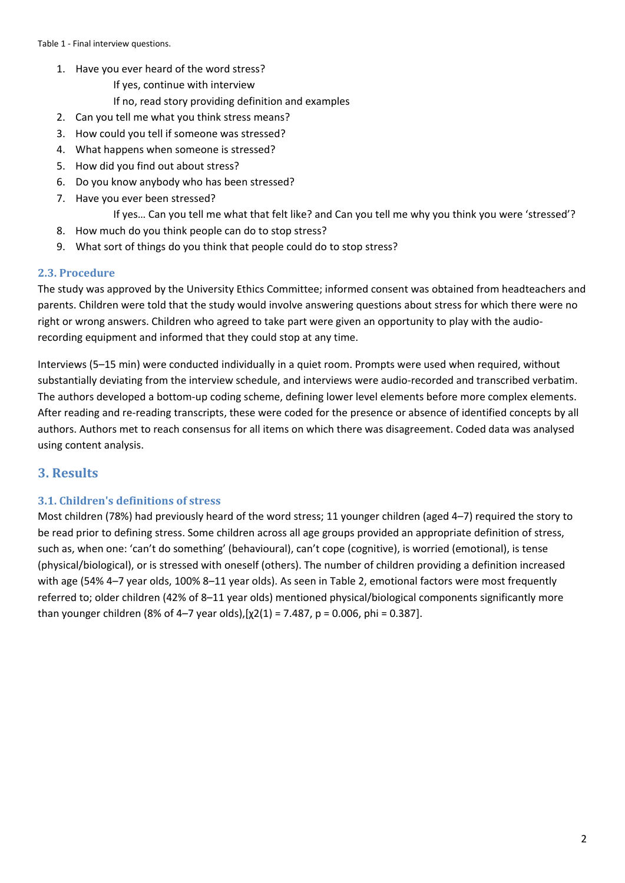Table 1 - Final interview questions.

1. Have you ever heard of the word stress?
   If yes, continue with interview
   If no, read story providing definition and examples
2. Can you tell me what you think stress means?
3. How could you tell if someone was stressed?
4. What happens when someone is stressed?
5. How did you find out about stress?
6. Do you know anybody who has been stressed?
7. Have you ever been stressed?
   If yes… Can you tell me what that felt like? and Can you tell me why you think you were 'stressed'?
8. How much do you think people can do to stop stress?
9. What sort of things do you think that people could do to stop stress?

### 2.3. Procedure

The study was approved by the University Ethics Committee; informed consent was obtained from headteachers and parents. Children were told that the study would involve answering questions about stress for which there were no right or wrong answers. Children who agreed to take part were given an opportunity to play with the audio-recording equipment and informed that they could stop at any time.

Interviews (5–15 min) were conducted individually in a quiet room. Prompts were used when required, without substantially deviating from the interview schedule, and interviews were audio-recorded and transcribed verbatim. The authors developed a bottom-up coding scheme, defining lower level elements before more complex elements. After reading and re-reading transcripts, these were coded for the presence or absence of identified concepts by all authors. Authors met to reach consensus for all items on which there was disagreement. Coded data was analysed using content analysis.

## 3. Results

### 3.1. Children's definitions of stress

Most children (78%) had previously heard of the word stress; 11 younger children (aged 4–7) required the story to be read prior to defining stress. Some children across all age groups provided an appropriate definition of stress, such as, when one: 'can't do something' (behavioural), can't cope (cognitive), is worried (emotional), is tense (physical/biological), or is stressed with oneself (others). The number of children providing a definition increased with age (54% 4–7 year olds, 100% 8–11 year olds). As seen in Table 2, emotional factors were most frequently referred to; older children (42% of 8–11 year olds) mentioned physical/biological components significantly more than younger children (8% of 4–7 year olds),[$\chi^2(1) = 7.487$, $p = 0.006$, phi = 0.387].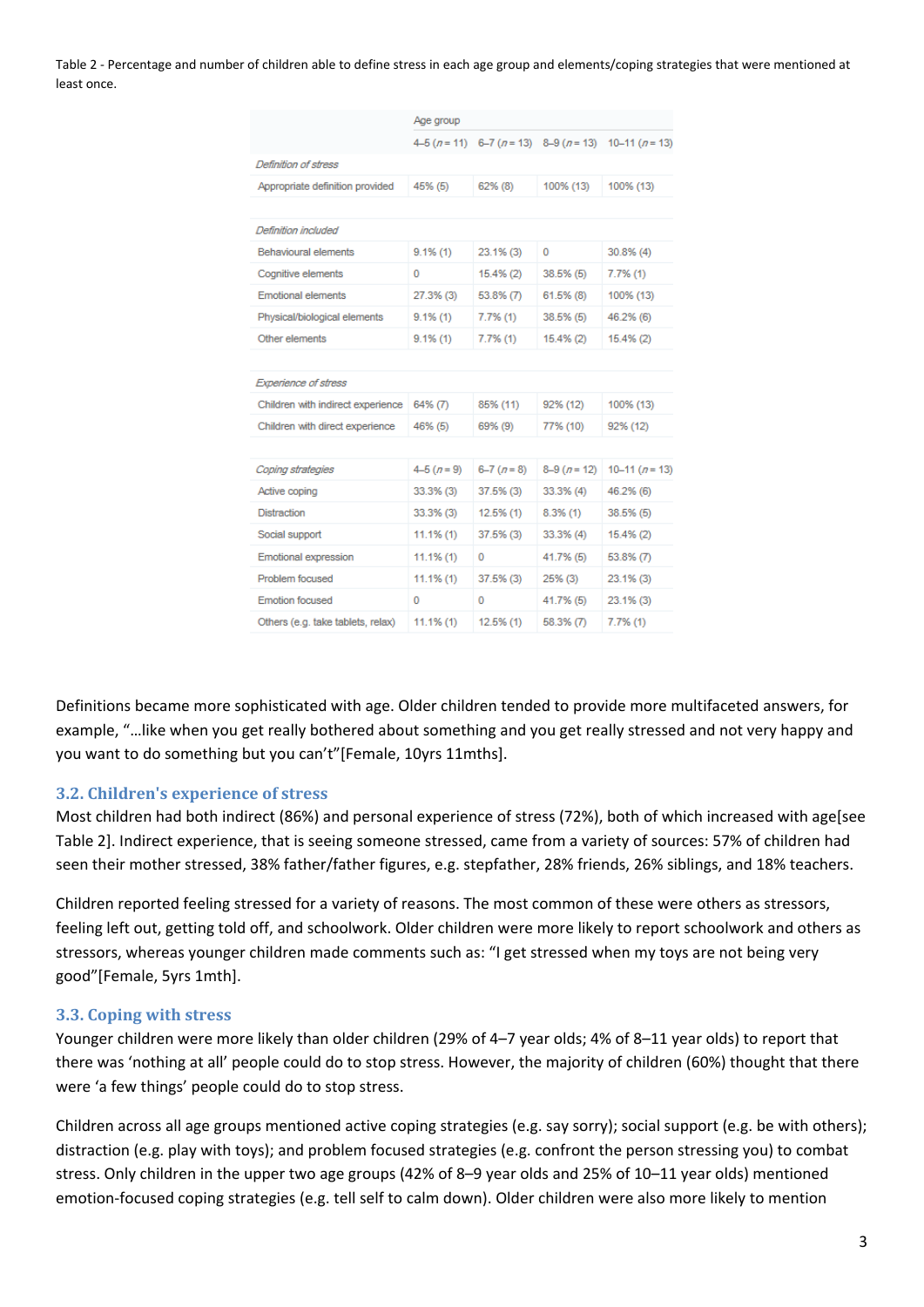Table 2 - Percentage and number of children able to define stress in each age group and elements/coping strategies that were mentioned at least once.

| | Age group | | | |
|---|---|---|---|---|
| | 4–5 ($n = 11$) | 6–7 ($n = 13$) | 8–9 ($n = 13$) | 10–11 ($n = 13$) |
| *Definition of stress* | | | | |
| Appropriate definition provided | 45% (5) | 62% (8) | 100% (13) | 100% (13) |
| *Definition included* | | | | |
| Behavioural elements | 9.1% (1) | 23.1% (3) | 0 | 30.8% (4) |
| Cognitive elements | 0 | 15.4% (2) | 38.5% (5) | 7.7% (1) |
| Emotional elements | 27.3% (3) | 53.8% (7) | 61.5% (8) | 100% (13) |
| Physical/biological elements | 9.1% (1) | 7.7% (1) | 38.5% (5) | 46.2% (6) |
| Other elements | 9.1% (1) | 7.7% (1) | 15.4% (2) | 15.4% (2) |
| *Experience of stress* | | | | |
| Children with indirect experience | 64% (7) | 85% (11) | 92% (12) | 100% (13) |
| Children with direct experience | 46% (5) | 69% (9) | 77% (10) | 92% (12) |
| *Coping strategies* | 4–5 ($n = 9$) | 6–7 ($n = 8$) | 8–9 ($n = 12$) | 10–11 ($n = 13$) |
| Active coping | 33.3% (3) | 37.5% (3) | 33.3% (4) | 46.2% (6) |
| Distraction | 33.3% (3) | 12.5% (1) | 8.3% (1) | 38.5% (5) |
| Social support | 11.1% (1) | 37.5% (3) | 33.3% (4) | 15.4% (2) |
| Emotional expression | 11.1% (1) | 0 | 41.7% (5) | 53.8% (7) |
| Problem focused | 11.1% (1) | 37.5% (3) | 25% (3) | 23.1% (3) |
| Emotion focused | 0 | 0 | 41.7% (5) | 23.1% (3) |
| Others (e.g. take tablets, relax) | 11.1% (1) | 12.5% (1) | 58.3% (7) | 7.7% (1) |

Definitions became more sophisticated with age. Older children tended to provide more multifaceted answers, for example, "…like when you get really bothered about something and you get really stressed and not very happy and you want to do something but you can't"[Female, 10yrs 11mths].

### 3.2. Children's experience of stress

Most children had both indirect (86%) and personal experience of stress (72%), both of which increased with age[see Table 2]. Indirect experience, that is seeing someone stressed, came from a variety of sources: 57% of children had seen their mother stressed, 38% father/father figures, e.g. stepfather, 28% friends, 26% siblings, and 18% teachers.

Children reported feeling stressed for a variety of reasons. The most common of these were others as stressors, feeling left out, getting told off, and schoolwork. Older children were more likely to report schoolwork and others as stressors, whereas younger children made comments such as: "I get stressed when my toys are not being very good"[Female, 5yrs 1mth].

### 3.3. Coping with stress

Younger children were more likely than older children (29% of 4–7 year olds; 4% of 8–11 year olds) to report that there was 'nothing at all' people could do to stop stress. However, the majority of children (60%) thought that there were 'a few things' people could do to stop stress.

Children across all age groups mentioned active coping strategies (e.g. say sorry); social support (e.g. be with others); distraction (e.g. play with toys); and problem focused strategies (e.g. confront the person stressing you) to combat stress. Only children in the upper two age groups (42% of 8–9 year olds and 25% of 10–11 year olds) mentioned emotion-focused coping strategies (e.g. tell self to calm down). Older children were also more likely to mention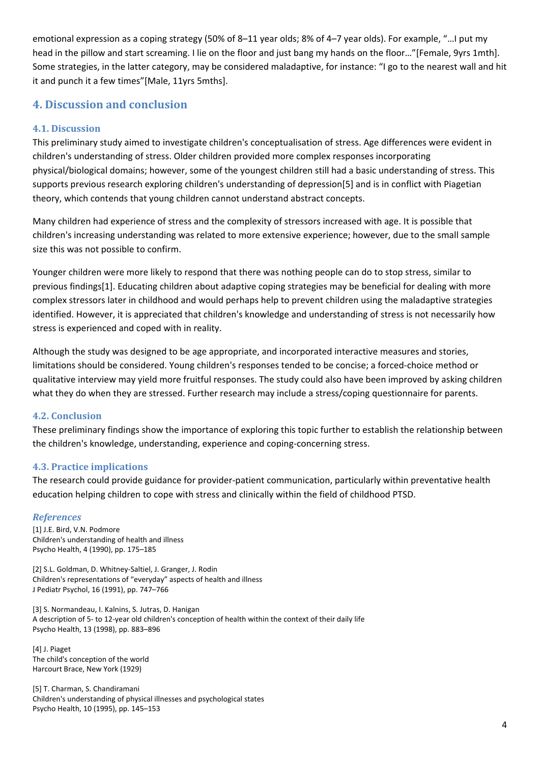emotional expression as a coping strategy (50% of 8–11 year olds; 8% of 4–7 year olds). For example, "…I put my head in the pillow and start screaming. I lie on the floor and just bang my hands on the floor…"[Female, 9yrs 1mth]. Some strategies, in the latter category, may be considered maladaptive, for instance: "I go to the nearest wall and hit it and punch it a few times"[Male, 11yrs 5mths].

## 4. Discussion and conclusion

### 4.1. Discussion

This preliminary study aimed to investigate children's conceptualisation of stress. Age differences were evident in children's understanding of stress. Older children provided more complex responses incorporating physical/biological domains; however, some of the youngest children still had a basic understanding of stress. This supports previous research exploring children's understanding of depression[5] and is in conflict with Piagetian theory, which contends that young children cannot understand abstract concepts.

Many children had experience of stress and the complexity of stressors increased with age. It is possible that children's increasing understanding was related to more extensive experience; however, due to the small sample size this was not possible to confirm.

Younger children were more likely to respond that there was nothing people can do to stop stress, similar to previous findings[1]. Educating children about adaptive coping strategies may be beneficial for dealing with more complex stressors later in childhood and would perhaps help to prevent children using the maladaptive strategies identified. However, it is appreciated that children's knowledge and understanding of stress is not necessarily how stress is experienced and coped with in reality.

Although the study was designed to be age appropriate, and incorporated interactive measures and stories, limitations should be considered. Young children's responses tended to be concise; a forced-choice method or qualitative interview may yield more fruitful responses. The study could also have been improved by asking children what they do when they are stressed. Further research may include a stress/coping questionnaire for parents.

### 4.2. Conclusion

These preliminary findings show the importance of exploring this topic further to establish the relationship between the children's knowledge, understanding, experience and coping-concerning stress.

### 4.3. Practice implications

The research could provide guidance for provider-patient communication, particularly within preventative health education helping children to cope with stress and clinically within the field of childhood PTSD.

### *References*

[1] J.E. Bird, V.N. Podmore
Children's understanding of health and illness
Psycho Health, 4 (1990), pp. 175–185

[2] S.L. Goldman, D. Whitney-Saltiel, J. Granger, J. Rodin
Children's representations of "everyday" aspects of health and illness
J Pediatr Psychol, 16 (1991), pp. 747–766

[3] S. Normandeau, I. Kalnins, S. Jutras, D. Hanigan
A description of 5- to 12-year old children's conception of health within the context of their daily life
Psycho Health, 13 (1998), pp. 883–896

[4] J. Piaget
The child's conception of the world
Harcourt Brace, New York (1929)

[5] T. Charman, S. Chandiramani
Children's understanding of physical illnesses and psychological states
Psycho Health, 10 (1995), pp. 145–153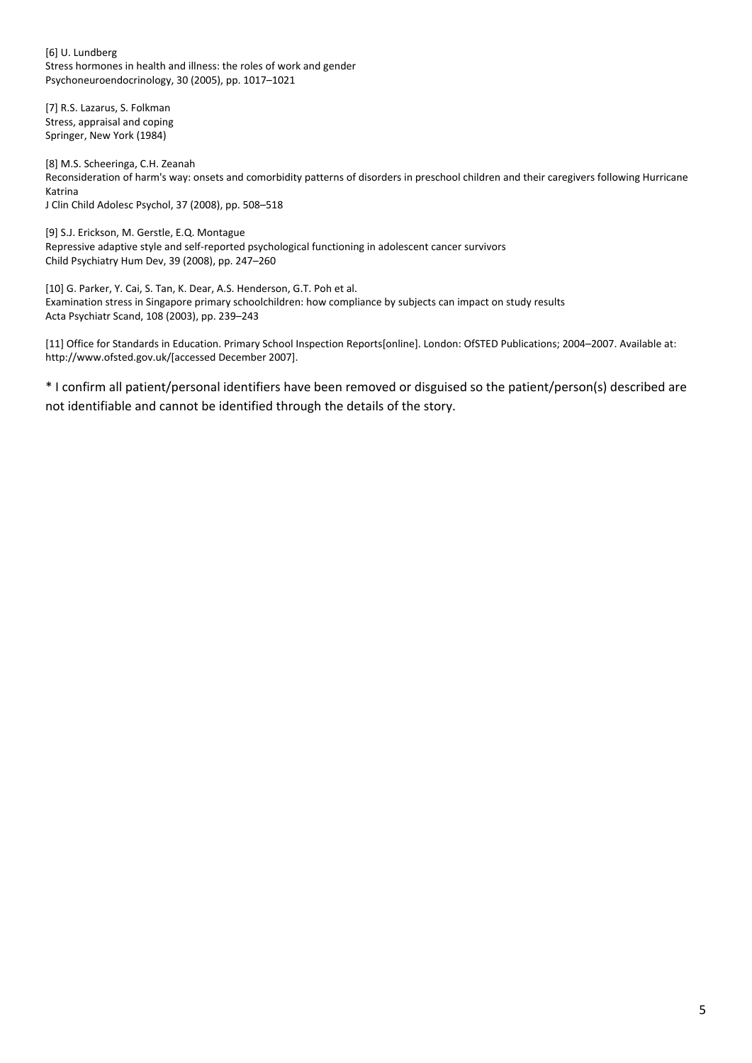[6] U. Lundberg
Stress hormones in health and illness: the roles of work and gender
Psychoneuroendocrinology, 30 (2005), pp. 1017–1021

[7] R.S. Lazarus, S. Folkman
Stress, appraisal and coping
Springer, New York (1984)

[8] M.S. Scheeringa, C.H. Zeanah
Reconsideration of harm's way: onsets and comorbidity patterns of disorders in preschool children and their caregivers following Hurricane Katrina
J Clin Child Adolesc Psychol, 37 (2008), pp. 508–518

[9] S.J. Erickson, M. Gerstle, E.Q. Montague
Repressive adaptive style and self-reported psychological functioning in adolescent cancer survivors
Child Psychiatry Hum Dev, 39 (2008), pp. 247–260

[10] G. Parker, Y. Cai, S. Tan, K. Dear, A.S. Henderson, G.T. Poh et al.
Examination stress in Singapore primary schoolchildren: how compliance by subjects can impact on study results
Acta Psychiatr Scand, 108 (2003), pp. 239–243

[11] Office for Standards in Education. Primary School Inspection Reports[online]. London: OfSTED Publications; 2004–2007. Available at: http://www.ofsted.gov.uk/[accessed December 2007].

* I confirm all patient/personal identifiers have been removed or disguised so the patient/person(s) described are not identifiable and cannot be identified through the details of the story.